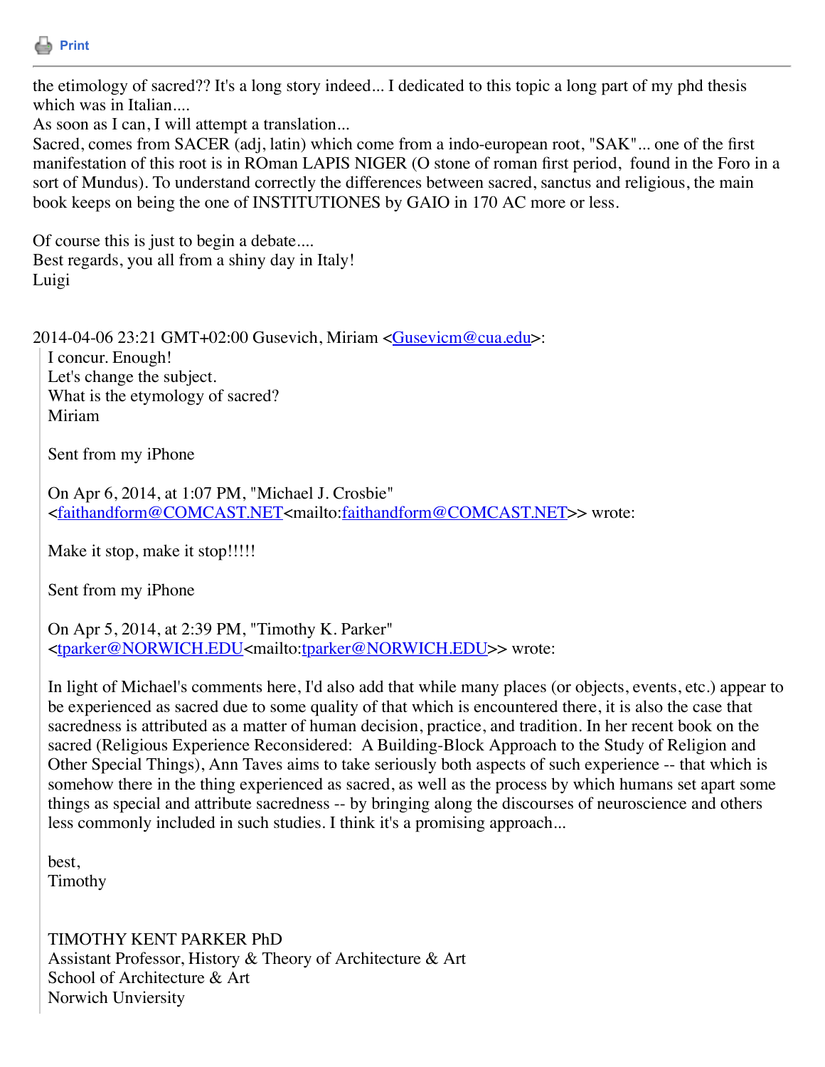Print

---

the etimology of sacred?? It's a long story indeed... I dedicated to this topic a long part of my phd thesis which was in Italian....
As soon as I can, I will attempt a translation...
Sacred, comes from SACER (adj, latin) which come from a indo-european root, "SAK"... one of the first manifestation of this root is in ROman LAPIS NIGER (O stone of roman first period, found in the Foro in a sort of Mundus). To understand correctly the differences between sacred, sanctus and religious, the main book keeps on being the one of INSTITUTIONES by GAIO in 170 AC more or less.

Of course this is just to begin a debate....
Best regards, you all from a shiny day in Italy!
Luigi

2014-04-06 23:21 GMT+02:00 Gusevich, Miriam <Gusevicm@cua.edu>:

> I concur. Enough!
> Let's change the subject.
> What is the etymology of sacred?
> Miriam
>
> Sent from my iPhone
>
> On Apr 6, 2014, at 1:07 PM, "Michael J. Crosbie" <faithandform@COMCAST.NET<mailto:faithandform@COMCAST.NET>> wrote:
>
> Make it stop, make it stop!!!!!
>
> Sent from my iPhone
>
> On Apr 5, 2014, at 2:39 PM, "Timothy K. Parker" <tparker@NORWICH.EDU<mailto:tparker@NORWICH.EDU>> wrote:
>
> In light of Michael's comments here, I'd also add that while many places (or objects, events, etc.) appear to be experienced as sacred due to some quality of that which is encountered there, it is also the case that sacredness is attributed as a matter of human decision, practice, and tradition. In her recent book on the sacred (Religious Experience Reconsidered:  A Building-Block Approach to the Study of Religion and Other Special Things), Ann Taves aims to take seriously both aspects of such experience -- that which is somehow there in the thing experienced as sacred, as well as the process by which humans set apart some things as special and attribute sacredness -- by bringing along the discourses of neuroscience and others less commonly included in such studies. I think it's a promising approach...
>
> best,
> Timothy
>
>
> TIMOTHY KENT PARKER PhD
> Assistant Professor, History & Theory of Architecture & Art
> School of Architecture & Art
> Norwich Unviersity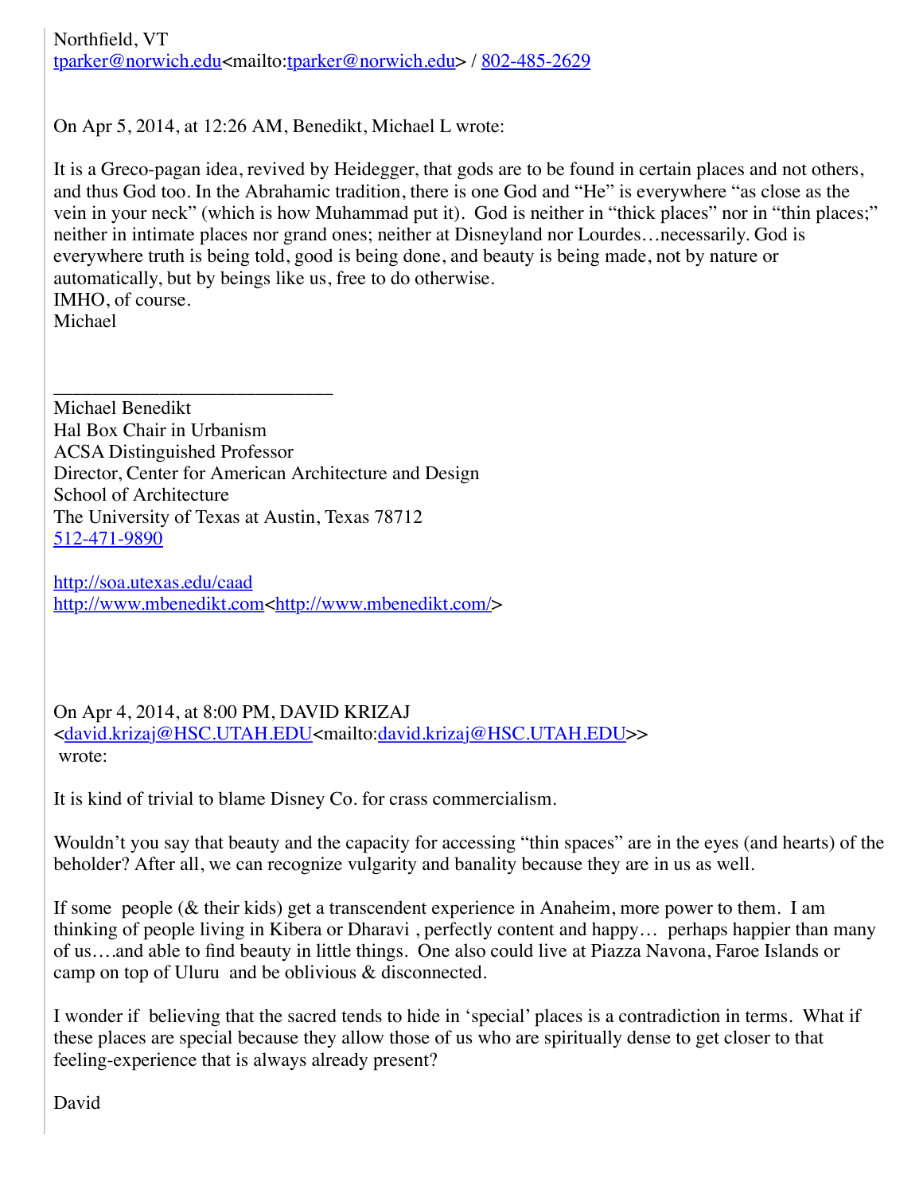Northfield, VT
tparker@norwich.edu<mailto:tparker@norwich.edu> / 802-485-2629

On Apr 5, 2014, at 12:26 AM, Benedikt, Michael L wrote:

It is a Greco-pagan idea, revived by Heidegger, that gods are to be found in certain places and not others, and thus God too. In the Abrahamic tradition, there is one God and "He" is everywhere "as close as the vein in your neck" (which is how Muhammad put it). God is neither in "thick places" nor in "thin places;" neither in intimate places nor grand ones; neither at Disneyland nor Lourdes…necessarily. God is everywhere truth is being told, good is being done, and beauty is being made, not by nature or automatically, but by beings like us, free to do otherwise.
IMHO, of course.
Michael

_______________________________
Michael Benedikt
Hal Box Chair in Urbanism
ACSA Distinguished Professor
Director, Center for American Architecture and Design
School of Architecture
The University of Texas at Austin, Texas 78712
512-471-9890

http://soa.utexas.edu/caad
http://www.mbenedikt.com<http://www.mbenedikt.com/>

On Apr 4, 2014, at 8:00 PM, DAVID KRIZAJ <david.krizaj@HSC.UTAH.EDU<mailto:david.krizaj@HSC.UTAH.EDU>> wrote:

It is kind of trivial to blame Disney Co. for crass commercialism.

Wouldn't you say that beauty and the capacity for accessing "thin spaces" are in the eyes (and hearts) of the beholder? After all, we can recognize vulgarity and banality because they are in us as well.

If some people (& their kids) get a transcendent experience in Anaheim, more power to them. I am thinking of people living in Kibera or Dharavi , perfectly content and happy… perhaps happier than many of us….and able to find beauty in little things. One also could live at Piazza Navona, Faroe Islands or camp on top of Uluru and be oblivious & disconnected.

I wonder if believing that the sacred tends to hide in 'special' places is a contradiction in terms. What if these places are special because they allow those of us who are spiritually dense to get closer to that feeling-experience that is always already present?

David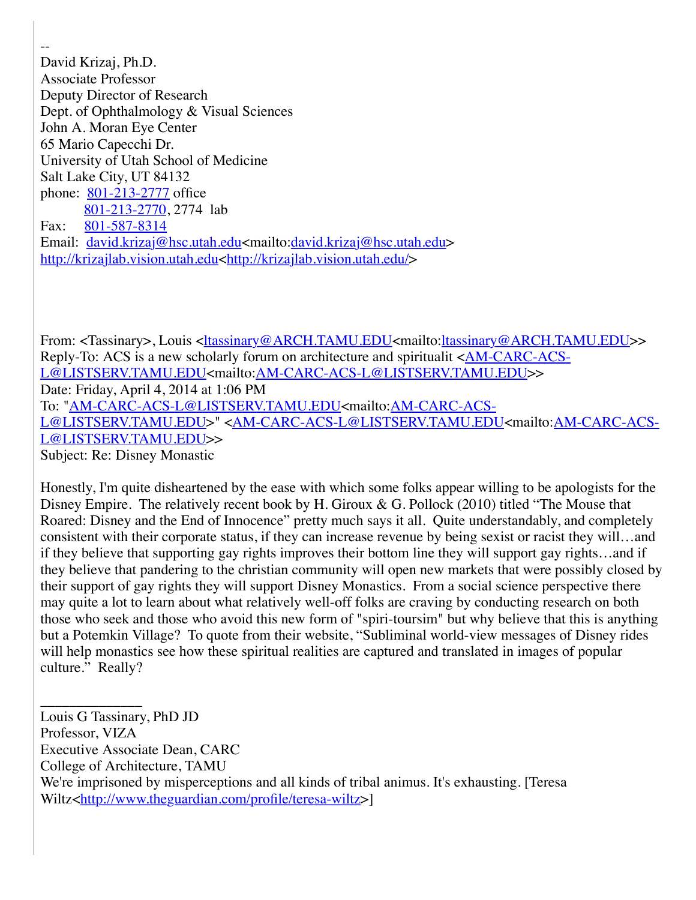--
David Krizaj, Ph.D.
Associate Professor
Deputy Director of Research
Dept. of Ophthalmology & Visual Sciences
John A. Moran Eye Center
65 Mario Capecchi Dr.
University of Utah School of Medicine
Salt Lake City, UT 84132
phone: 801-213-2777 office
801-213-2770, 2774 lab
Fax: 801-587-8314
Email: david.krizaj@hsc.utah.edu<mailto:david.krizaj@hsc.utah.edu>
http://krizajlab.vision.utah.edu<http://krizajlab.vision.utah.edu/>

From: <Tassinary>, Louis <ltassinary@ARCH.TAMU.EDU<mailto:ltassinary@ARCH.TAMU.EDU>>
Reply-To: ACS is a new scholarly forum on architecture and spiritualit <AM-CARC-ACS-L@LISTSERV.TAMU.EDU<mailto:AM-CARC-ACS-L@LISTSERV.TAMU.EDU>>
Date: Friday, April 4, 2014 at 1:06 PM
To: "AM-CARC-ACS-L@LISTSERV.TAMU.EDU<mailto:AM-CARC-ACS-L@LISTSERV.TAMU.EDU>" <AM-CARC-ACS-L@LISTSERV.TAMU.EDU<mailto:AM-CARC-ACS-L@LISTSERV.TAMU.EDU>>
Subject: Re: Disney Monastic

Honestly, I'm quite disheartened by the ease with which some folks appear willing to be apologists for the Disney Empire. The relatively recent book by H. Giroux & G. Pollock (2010) titled "The Mouse that Roared: Disney and the End of Innocence" pretty much says it all. Quite understandably, and completely consistent with their corporate status, if they can increase revenue by being sexist or racist they will…and if they believe that supporting gay rights improves their bottom line they will support gay rights…and if they believe that pandering to the christian community will open new markets that were possibly closed by their support of gay rights they will support Disney Monastics. From a social science perspective there may quite a lot to learn about what relatively well-off folks are craving by conducting research on both those who seek and those who avoid this new form of "spiri-toursim" but why believe that this is anything but a Potemkin Village? To quote from their website, "Subliminal world-view messages of Disney rides will help monastics see how these spiritual realities are captured and translated in images of popular culture." Really?

______________
Louis G Tassinary, PhD JD
Professor, VIZA
Executive Associate Dean, CARC
College of Architecture, TAMU
We're imprisoned by misperceptions and all kinds of tribal animus. It's exhausting. [Teresa Wiltz<http://www.theguardian.com/profile/teresa-wiltz>]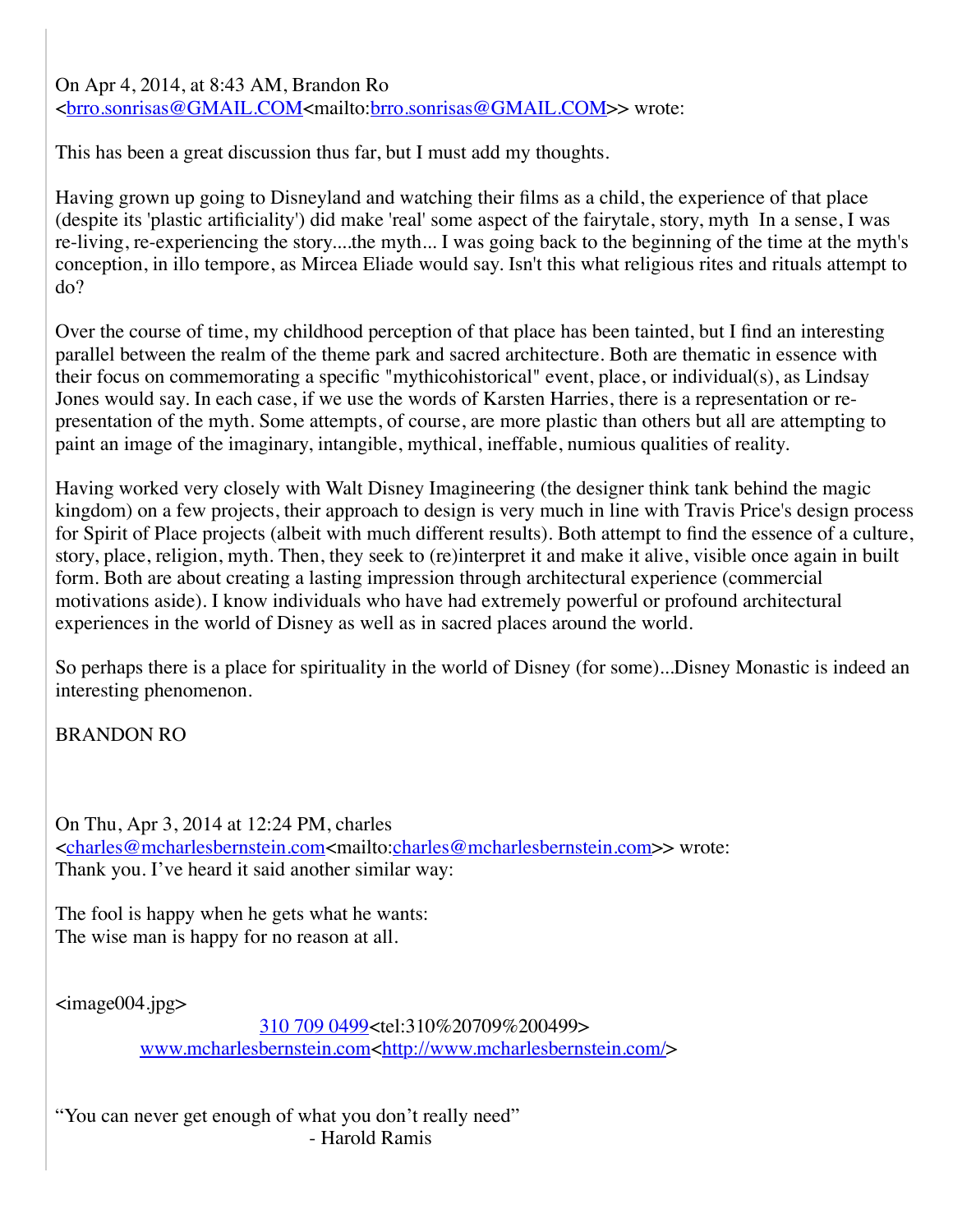On Apr 4, 2014, at 8:43 AM, Brandon Ro <brro.sonrisas@GMAIL.COM<mailto:brro.sonrisas@GMAIL.COM>> wrote:

This has been a great discussion thus far, but I must add my thoughts.

Having grown up going to Disneyland and watching their films as a child, the experience of that place (despite its 'plastic artificiality') did make 'real' some aspect of the fairytale, story, myth  In a sense, I was re-living, re-experiencing the story....the myth... I was going back to the beginning of the time at the myth's conception, in illo tempore, as Mircea Eliade would say. Isn't this what religious rites and rituals attempt to do?

Over the course of time, my childhood perception of that place has been tainted, but I find an interesting parallel between the realm of the theme park and sacred architecture. Both are thematic in essence with their focus on commemorating a specific "mythicohistorical" event, place, or individual(s), as Lindsay Jones would say. In each case, if we use the words of Karsten Harries, there is a representation or re-presentation of the myth. Some attempts, of course, are more plastic than others but all are attempting to paint an image of the imaginary, intangible, mythical, ineffable, numious qualities of reality.

Having worked very closely with Walt Disney Imagineering (the designer think tank behind the magic kingdom) on a few projects, their approach to design is very much in line with Travis Price's design process for Spirit of Place projects (albeit with much different results). Both attempt to find the essence of a culture, story, place, religion, myth. Then, they seek to (re)interpret it and make it alive, visible once again in built form. Both are about creating a lasting impression through architectural experience (commercial motivations aside). I know individuals who have had extremely powerful or profound architectural experiences in the world of Disney as well as in sacred places around the world.

So perhaps there is a place for spirituality in the world of Disney (for some)...Disney Monastic is indeed an interesting phenomenon.

BRANDON RO

On Thu, Apr 3, 2014 at 12:24 PM, charles <charles@mcharlesbernstein.com<mailto:charles@mcharlesbernstein.com>> wrote:
Thank you. I've heard it said another similar way:

The fool is happy when he gets what he wants:
The wise man is happy for no reason at all.

<image004.jpg>
310 709 0499<tel:310%20709%200499>
www.mcharlesbernstein.com<http://www.mcharlesbernstein.com/>

"You can never get enough of what you don't really need"
- Harold Ramis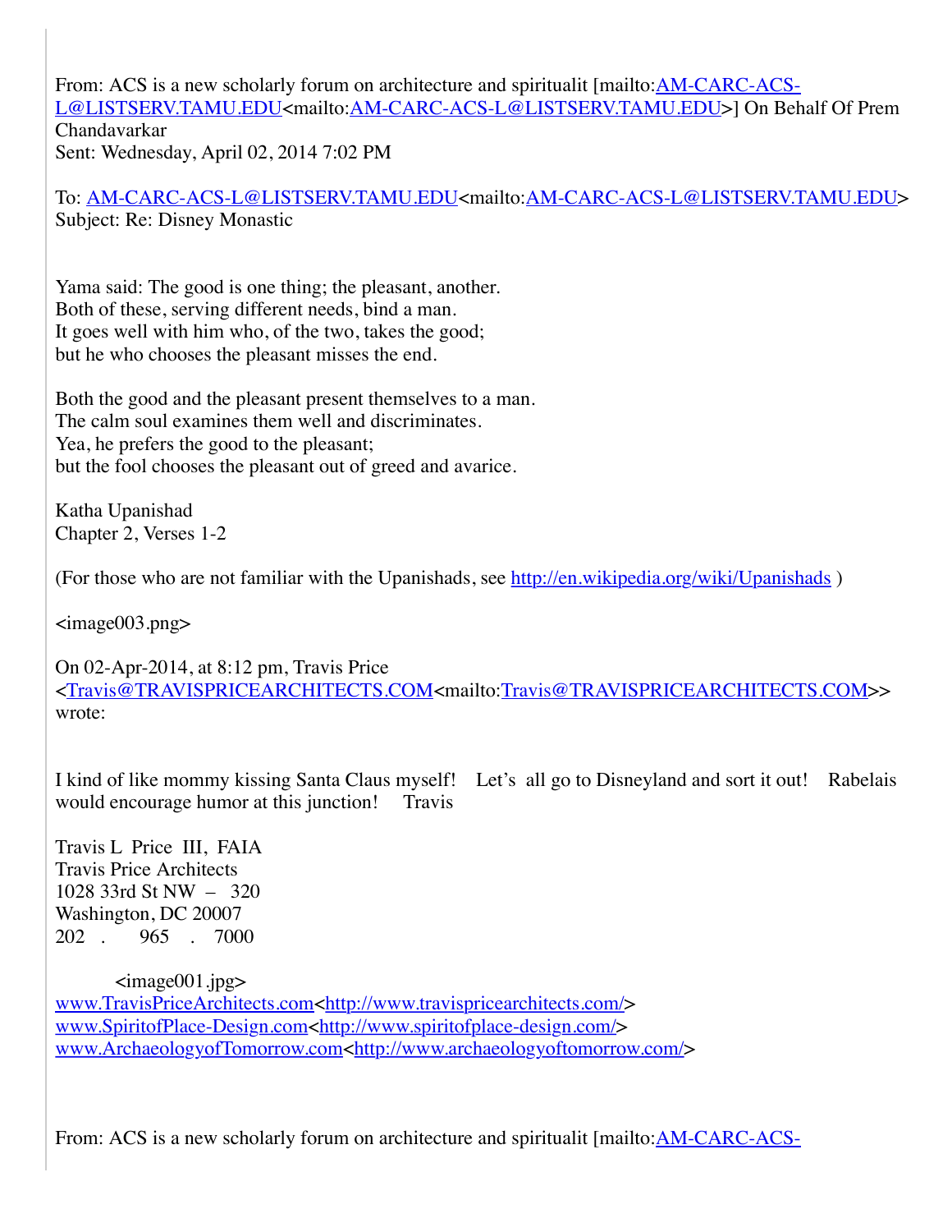From: ACS is a new scholarly forum on architecture and spiritualit [mailto:AM-CARC-ACS-L@LISTSERV.TAMU.EDU<mailto:AM-CARC-ACS-L@LISTSERV.TAMU.EDU>] On Behalf Of Prem Chandavarkar
Sent: Wednesday, April 02, 2014 7:02 PM

To: AM-CARC-ACS-L@LISTSERV.TAMU.EDU<mailto:AM-CARC-ACS-L@LISTSERV.TAMU.EDU>
Subject: Re: Disney Monastic

Yama said: The good is one thing; the pleasant, another.
Both of these, serving different needs, bind a man.
It goes well with him who, of the two, takes the good;
but he who chooses the pleasant misses the end.

Both the good and the pleasant present themselves to a man.
The calm soul examines them well and discriminates.
Yea, he prefers the good to the pleasant;
but the fool chooses the pleasant out of greed and avarice.

Katha Upanishad
Chapter 2, Verses 1-2

(For those who are not familiar with the Upanishads, see http://en.wikipedia.org/wiki/Upanishads )

<image003.png>

On 02-Apr-2014, at 8:12 pm, Travis Price <Travis@TRAVISPRICEARCHITECTS.COM<mailto:Travis@TRAVISPRICEARCHITECTS.COM>> wrote:

I kind of like mommy kissing Santa Claus myself!   Let's  all go to Disneyland and sort it out!   Rabelais would encourage humor at this junction!    Travis

Travis L  Price  III,  FAIA
Travis Price Architects
1028 33rd St NW  –   320
Washington, DC 20007
202   .      965    .   7000

<image001.jpg>
www.TravisPriceArchitects.com<http://www.travispricearchitects.com/>
www.SpiritofPlace-Design.com<http://www.spiritofplace-design.com/>
www.ArchaeologyofTomorrow.com<http://www.archaeologyoftomorrow.com/>

From: ACS is a new scholarly forum on architecture and spiritualit [mailto:AM-CARC-ACS-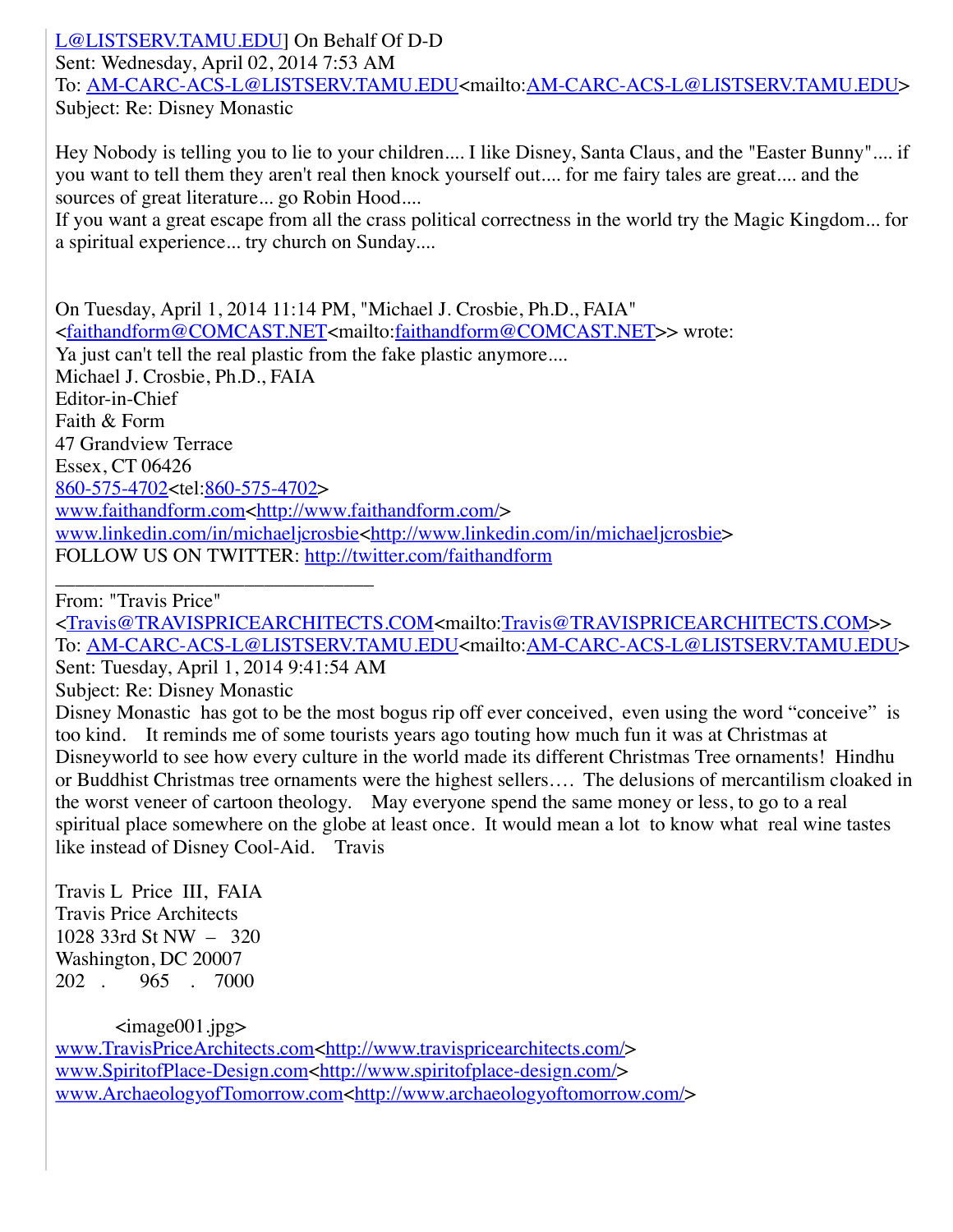L@LISTSERV.TAMU.EDU] On Behalf Of D-D
Sent: Wednesday, April 02, 2014 7:53 AM
To: AM-CARC-ACS-L@LISTSERV.TAMU.EDU<mailto:AM-CARC-ACS-L@LISTSERV.TAMU.EDU>
Subject: Re: Disney Monastic

Hey Nobody is telling you to lie to your children.... I like Disney, Santa Claus, and the "Easter Bunny".... if you want to tell them they aren't real then knock yourself out.... for me fairy tales are great.... and the sources of great literature... go Robin Hood....
If you want a great escape from all the crass political correctness in the world try the Magic Kingdom... for a spiritual experience... try church on Sunday....

On Tuesday, April 1, 2014 11:14 PM, "Michael J. Crosbie, Ph.D., FAIA" <faithandform@COMCAST.NET<mailto:faithandform@COMCAST.NET>> wrote:
Ya just can't tell the real plastic from the fake plastic anymore....
Michael J. Crosbie, Ph.D., FAIA
Editor-in-Chief
Faith & Form
47 Grandview Terrace
Essex, CT 06426
860-575-4702<tel:860-575-4702>
www.faithandform.com<http://www.faithandform.com/>
www.linkedin.com/in/michaeljcrosbie<http://www.linkedin.com/in/michaeljcrosbie>
FOLLOW US ON TWITTER: http://twitter.com/faithandform

________________________________

From: "Travis Price" <Travis@TRAVISPRICEARCHITECTS.COM<mailto:Travis@TRAVISPRICEARCHITECTS.COM>>
To: AM-CARC-ACS-L@LISTSERV.TAMU.EDU<mailto:AM-CARC-ACS-L@LISTSERV.TAMU.EDU>
Sent: Tuesday, April 1, 2014 9:41:54 AM
Subject: Re: Disney Monastic
Disney Monastic has got to be the most bogus rip off ever conceived, even using the word "conceive" is too kind. It reminds me of some tourists years ago touting how much fun it was at Christmas at Disneyworld to see how every culture in the world made its different Christmas Tree ornaments! Hindhu or Buddhist Christmas tree ornaments were the highest sellers…. The delusions of mercantilism cloaked in the worst veneer of cartoon theology. May everyone spend the same money or less, to go to a real spiritual place somewhere on the globe at least once. It would mean a lot to know what real wine tastes like instead of Disney Cool-Aid. Travis

Travis L Price III, FAIA
Travis Price Architects
1028 33rd St NW – 320
Washington, DC 20007
202 . 965 . 7000

<image001.jpg>
www.TravisPriceArchitects.com<http://www.travispricearchitects.com/>
www.SpiritofPlace-Design.com<http://www.spiritofplace-design.com/>
www.ArchaeologyofTomorrow.com<http://www.archaeologyoftomorrow.com/>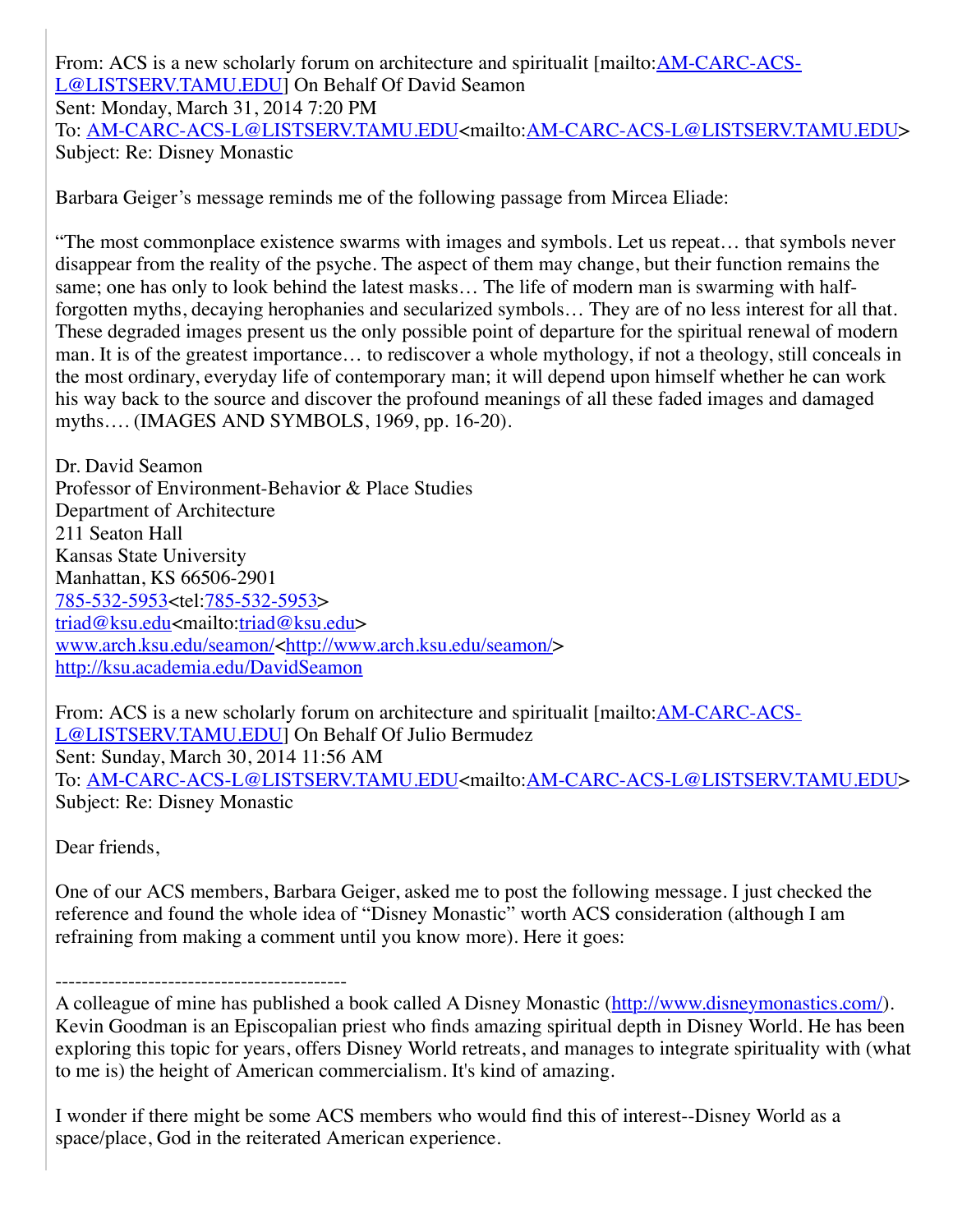From: ACS is a new scholarly forum on architecture and spiritualit [mailto:AM-CARC-ACS-L@LISTSERV.TAMU.EDU] On Behalf Of David Seamon
Sent: Monday, March 31, 2014 7:20 PM
To: AM-CARC-ACS-L@LISTSERV.TAMU.EDU<mailto:AM-CARC-ACS-L@LISTSERV.TAMU.EDU>
Subject: Re: Disney Monastic

Barbara Geiger's message reminds me of the following passage from Mircea Eliade:

"The most commonplace existence swarms with images and symbols. Let us repeat… that symbols never disappear from the reality of the psyche. The aspect of them may change, but their function remains the same; one has only to look behind the latest masks… The life of modern man is swarming with half-forgotten myths, decaying herophanies and secularized symbols… They are of no less interest for all that. These degraded images present us the only possible point of departure for the spiritual renewal of modern man. It is of the greatest importance… to rediscover a whole mythology, if not a theology, still conceals in the most ordinary, everyday life of contemporary man; it will depend upon himself whether he can work his way back to the source and discover the profound meanings of all these faded images and damaged myths…. (IMAGES AND SYMBOLS, 1969, pp. 16-20).

Dr. David Seamon
Professor of Environment-Behavior & Place Studies
Department of Architecture
211 Seaton Hall
Kansas State University
Manhattan, KS 66506-2901
785-532-5953<tel:785-532-5953>
triad@ksu.edu<mailto:triad@ksu.edu>
www.arch.ksu.edu/seamon/<http://www.arch.ksu.edu/seamon/>
http://ksu.academia.edu/DavidSeamon

From: ACS is a new scholarly forum on architecture and spiritualit [mailto:AM-CARC-ACS-L@LISTSERV.TAMU.EDU] On Behalf Of Julio Bermudez
Sent: Sunday, March 30, 2014 11:56 AM
To: AM-CARC-ACS-L@LISTSERV.TAMU.EDU<mailto:AM-CARC-ACS-L@LISTSERV.TAMU.EDU>
Subject: Re: Disney Monastic

Dear friends,

One of our ACS members, Barbara Geiger, asked me to post the following message. I just checked the reference and found the whole idea of "Disney Monastic" worth ACS consideration (although I am refraining from making a comment until you know more). Here it goes:

--------------------------------------------

A colleague of mine has published a book called A Disney Monastic (http://www.disneymonastics.com/). Kevin Goodman is an Episcopalian priest who finds amazing spiritual depth in Disney World. He has been exploring this topic for years, offers Disney World retreats, and manages to integrate spirituality with (what to me is) the height of American commercialism. It's kind of amazing.

I wonder if there might be some ACS members who would find this of interest--Disney World as a space/place, God in the reiterated American experience.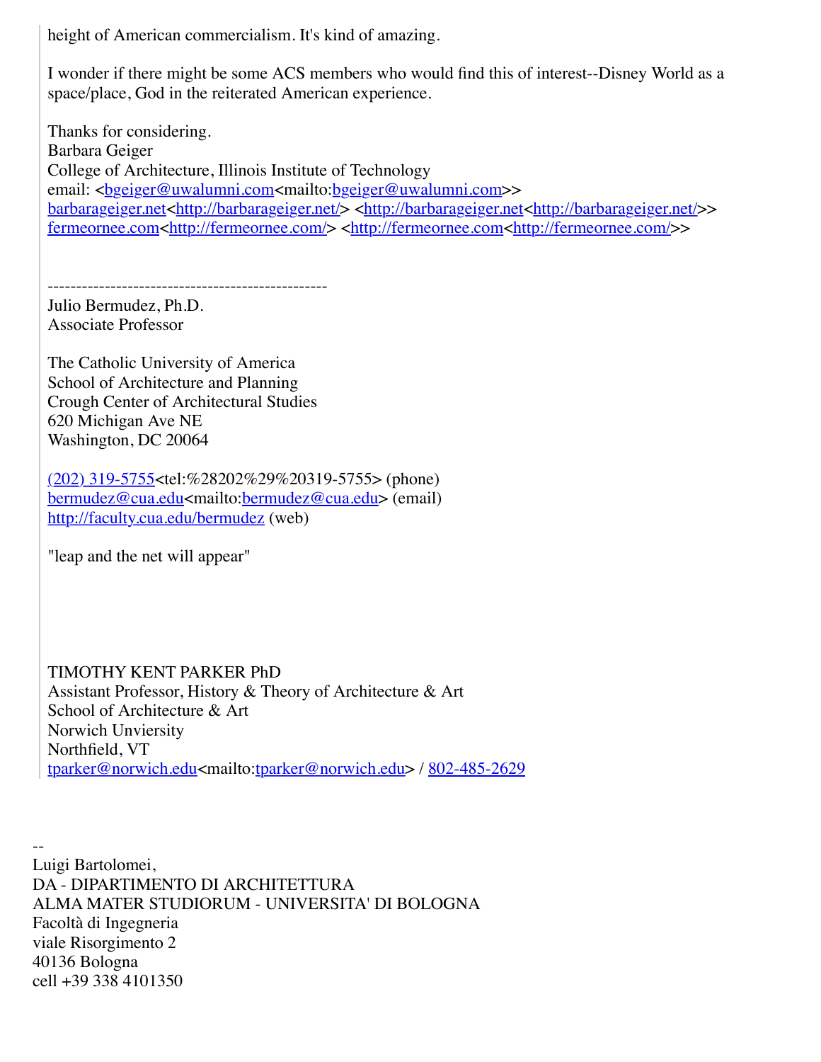height of American commercialism. It's kind of amazing.

I wonder if there might be some ACS members who would find this of interest--Disney World as a space/place, God in the reiterated American experience.

Thanks for considering.
Barbara Geiger
College of Architecture, Illinois Institute of Technology
email: <bgeiger@uwalumni.com<mailto:bgeiger@uwalumni.com>>
barbarageiger.net<http://barbarageiger.net/> <http://barbarageiger.net<http://barbarageiger.net/>>
fermeornee.com<http://fermeornee.com/> <http://fermeornee.com<http://fermeornee.com/>>

-------------------------------------------------
Julio Bermudez, Ph.D.
Associate Professor

The Catholic University of America
School of Architecture and Planning
Crough Center of Architectural Studies
620 Michigan Ave NE
Washington, DC 20064

(202) 319-5755<tel:%28202%29%20319-5755> (phone)
bermudez@cua.edu<mailto:bermudez@cua.edu> (email)
http://faculty.cua.edu/bermudez (web)

"leap and the net will appear"

TIMOTHY KENT PARKER PhD
Assistant Professor, History & Theory of Architecture & Art
School of Architecture & Art
Norwich Unviersity
Northfield, VT
tparker@norwich.edu<mailto:tparker@norwich.edu> / 802-485-2629

--
Luigi Bartolomei,
DA - DIPARTIMENTO DI ARCHITETTURA
ALMA MATER STUDIORUM - UNIVERSITA' DI BOLOGNA
Facoltà di Ingegneria
viale Risorgimento 2
40136 Bologna
cell +39 338 4101350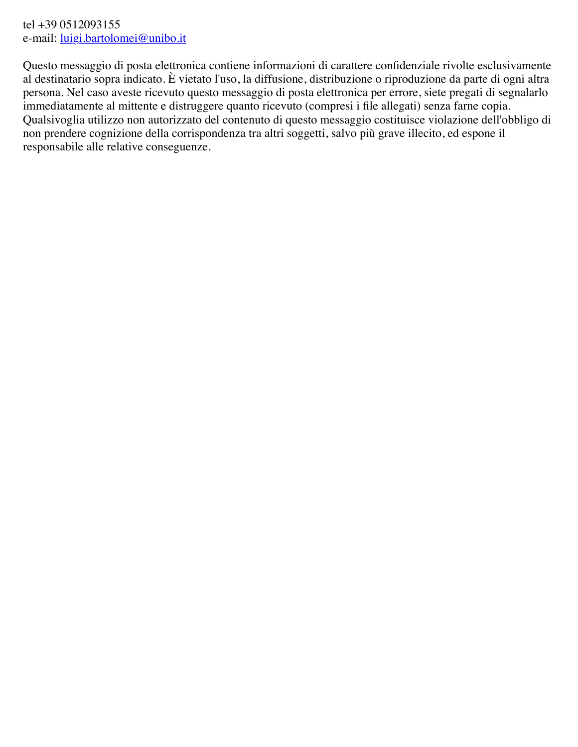tel +39 0512093155
e-mail: [luigi.bartolomei@unibo.it](mailto:luigi.bartolomei@unibo.it)

Questo messaggio di posta elettronica contiene informazioni di carattere confidenziale rivolte esclusivamente al destinatario sopra indicato. È vietato l'uso, la diffusione, distribuzione o riproduzione da parte di ogni altra persona. Nel caso aveste ricevuto questo messaggio di posta elettronica per errore, siete pregati di segnalarlo immediatamente al mittente e distruggere quanto ricevuto (compresi i file allegati) senza farne copia. Qualsivoglia utilizzo non autorizzato del contenuto di questo messaggio costituisce violazione dell'obbligo di non prendere cognizione della corrispondenza tra altri soggetti, salvo più grave illecito, ed espone il responsabile alle relative conseguenze.